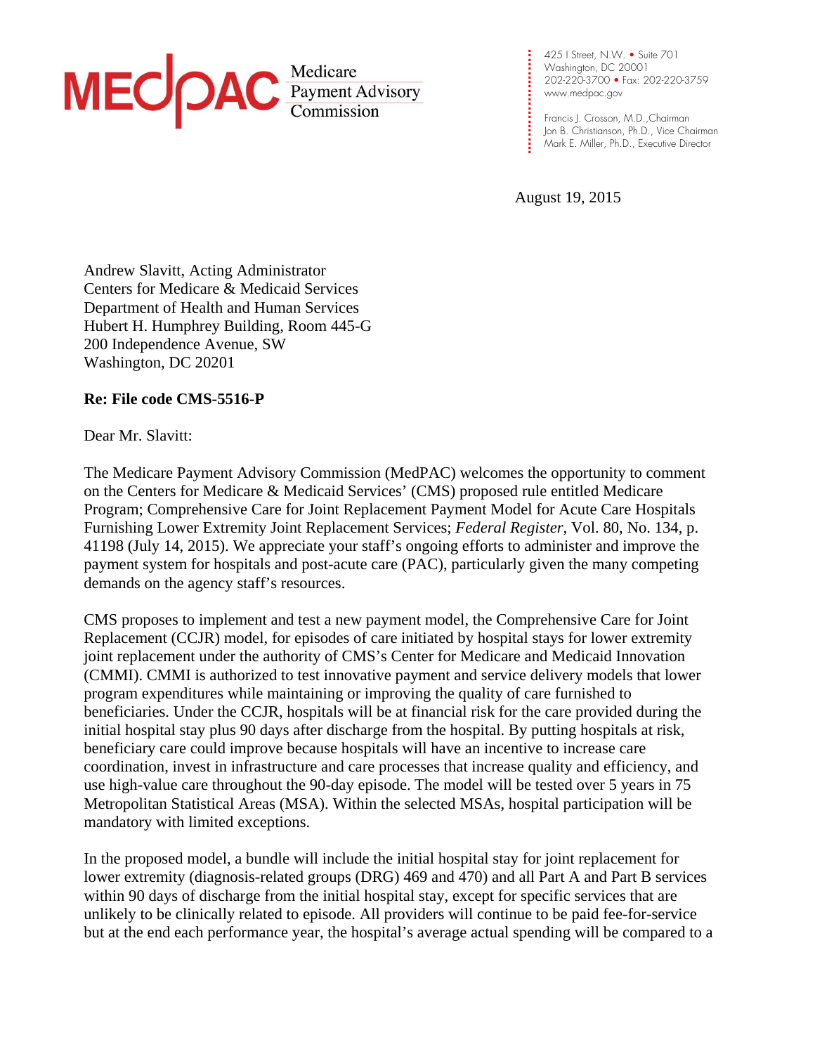**MEDPAC** Medicare Payment Advisory Commission

425 I Street, N.W. • Suite 701
Washington, DC 20001
202-220-3700 • Fax: 202-220-3759
www.medpac.gov

Francis J. Crosson, M.D.,Chairman
Jon B. Christianson, Ph.D., Vice Chairman
Mark E. Miller, Ph.D., Executive Director

August 19, 2015

Andrew Slavitt, Acting Administrator
Centers for Medicare & Medicaid Services
Department of Health and Human Services
Hubert H. Humphrey Building, Room 445-G
200 Independence Avenue, SW
Washington, DC 20201

**Re: File code CMS-5516-P**

Dear Mr. Slavitt:

The Medicare Payment Advisory Commission (MedPAC) welcomes the opportunity to comment on the Centers for Medicare & Medicaid Services' (CMS) proposed rule entitled Medicare Program; Comprehensive Care for Joint Replacement Payment Model for Acute Care Hospitals Furnishing Lower Extremity Joint Replacement Services; *Federal Register*, Vol. 80, No. 134, p. 41198 (July 14, 2015). We appreciate your staff's ongoing efforts to administer and improve the payment system for hospitals and post-acute care (PAC), particularly given the many competing demands on the agency staff's resources.

CMS proposes to implement and test a new payment model, the Comprehensive Care for Joint Replacement (CCJR) model, for episodes of care initiated by hospital stays for lower extremity joint replacement under the authority of CMS's Center for Medicare and Medicaid Innovation (CMMI). CMMI is authorized to test innovative payment and service delivery models that lower program expenditures while maintaining or improving the quality of care furnished to beneficiaries. Under the CCJR, hospitals will be at financial risk for the care provided during the initial hospital stay plus 90 days after discharge from the hospital. By putting hospitals at risk, beneficiary care could improve because hospitals will have an incentive to increase care coordination, invest in infrastructure and care processes that increase quality and efficiency, and use high-value care throughout the 90-day episode. The model will be tested over 5 years in 75 Metropolitan Statistical Areas (MSA). Within the selected MSAs, hospital participation will be mandatory with limited exceptions.

In the proposed model, a bundle will include the initial hospital stay for joint replacement for lower extremity (diagnosis-related groups (DRG) 469 and 470) and all Part A and Part B services within 90 days of discharge from the initial hospital stay, except for specific services that are unlikely to be clinically related to episode. All providers will continue to be paid fee-for-service but at the end each performance year, the hospital's average actual spending will be compared to a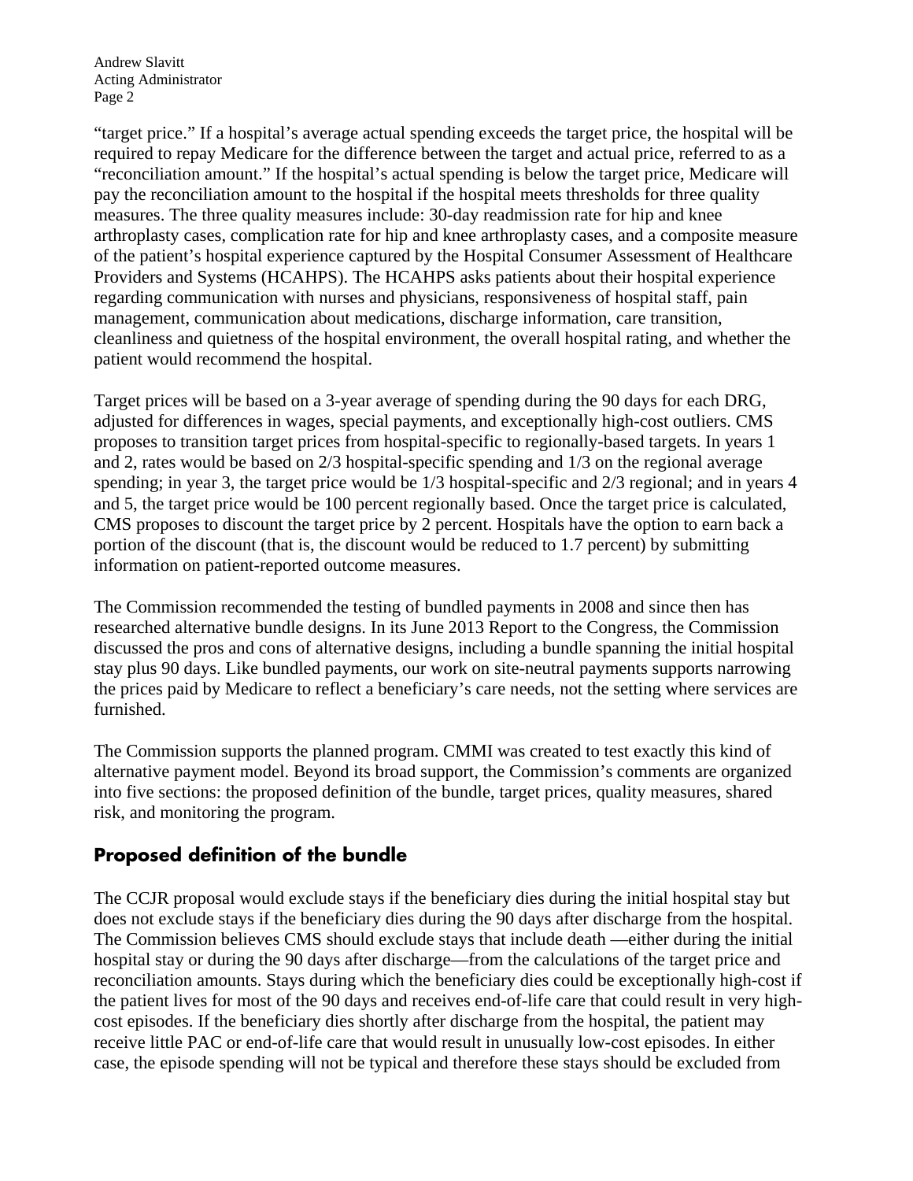"target price." If a hospital's average actual spending exceeds the target price, the hospital will be required to repay Medicare for the difference between the target and actual price, referred to as a "reconciliation amount." If the hospital's actual spending is below the target price, Medicare will pay the reconciliation amount to the hospital if the hospital meets thresholds for three quality measures. The three quality measures include: 30-day readmission rate for hip and knee arthroplasty cases, complication rate for hip and knee arthroplasty cases, and a composite measure of the patient's hospital experience captured by the Hospital Consumer Assessment of Healthcare Providers and Systems (HCAHPS). The HCAHPS asks patients about their hospital experience regarding communication with nurses and physicians, responsiveness of hospital staff, pain management, communication about medications, discharge information, care transition, cleanliness and quietness of the hospital environment, the overall hospital rating, and whether the patient would recommend the hospital.

Target prices will be based on a 3-year average of spending during the 90 days for each DRG, adjusted for differences in wages, special payments, and exceptionally high-cost outliers. CMS proposes to transition target prices from hospital-specific to regionally-based targets. In years 1 and 2, rates would be based on 2/3 hospital-specific spending and 1/3 on the regional average spending; in year 3, the target price would be 1/3 hospital-specific and 2/3 regional; and in years 4 and 5, the target price would be 100 percent regionally based. Once the target price is calculated, CMS proposes to discount the target price by 2 percent. Hospitals have the option to earn back a portion of the discount (that is, the discount would be reduced to 1.7 percent) by submitting information on patient-reported outcome measures.

The Commission recommended the testing of bundled payments in 2008 and since then has researched alternative bundle designs. In its June 2013 Report to the Congress, the Commission discussed the pros and cons of alternative designs, including a bundle spanning the initial hospital stay plus 90 days. Like bundled payments, our work on site-neutral payments supports narrowing the prices paid by Medicare to reflect a beneficiary's care needs, not the setting where services are furnished.

The Commission supports the planned program. CMMI was created to test exactly this kind of alternative payment model. Beyond its broad support, the Commission's comments are organized into five sections: the proposed definition of the bundle, target prices, quality measures, shared risk, and monitoring the program.

## Proposed definition of the bundle

The CCJR proposal would exclude stays if the beneficiary dies during the initial hospital stay but does not exclude stays if the beneficiary dies during the 90 days after discharge from the hospital. The Commission believes CMS should exclude stays that include death —either during the initial hospital stay or during the 90 days after discharge—from the calculations of the target price and reconciliation amounts. Stays during which the beneficiary dies could be exceptionally high-cost if the patient lives for most of the 90 days and receives end-of-life care that could result in very high-cost episodes. If the beneficiary dies shortly after discharge from the hospital, the patient may receive little PAC or end-of-life care that would result in unusually low-cost episodes. In either case, the episode spending will not be typical and therefore these stays should be excluded from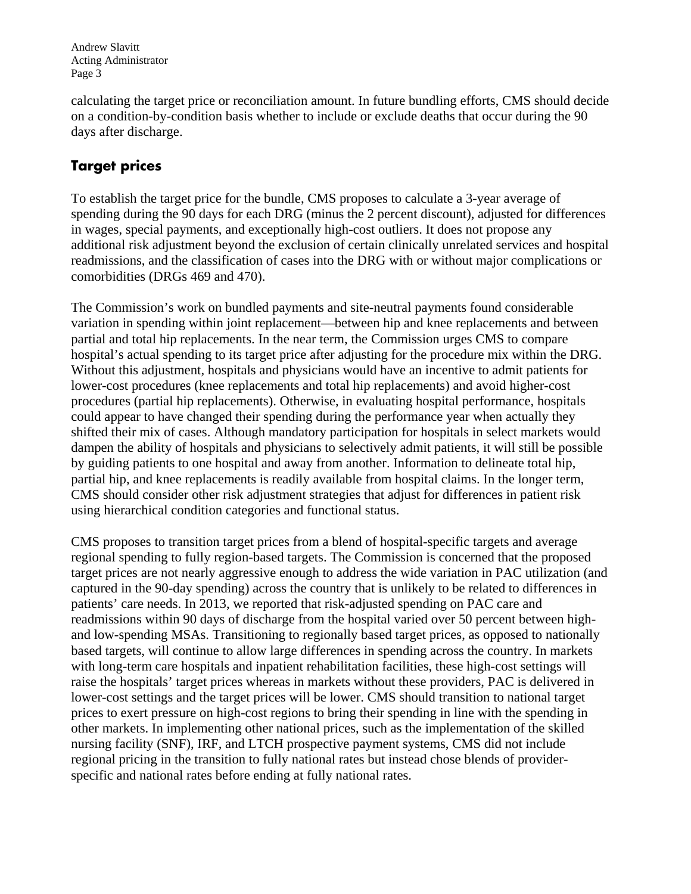calculating the target price or reconciliation amount. In future bundling efforts, CMS should decide on a condition-by-condition basis whether to include or exclude deaths that occur during the 90 days after discharge.

## Target prices

To establish the target price for the bundle, CMS proposes to calculate a 3-year average of spending during the 90 days for each DRG (minus the 2 percent discount), adjusted for differences in wages, special payments, and exceptionally high-cost outliers. It does not propose any additional risk adjustment beyond the exclusion of certain clinically unrelated services and hospital readmissions, and the classification of cases into the DRG with or without major complications or comorbidities (DRGs 469 and 470).

The Commission's work on bundled payments and site-neutral payments found considerable variation in spending within joint replacement—between hip and knee replacements and between partial and total hip replacements. In the near term, the Commission urges CMS to compare hospital's actual spending to its target price after adjusting for the procedure mix within the DRG. Without this adjustment, hospitals and physicians would have an incentive to admit patients for lower-cost procedures (knee replacements and total hip replacements) and avoid higher-cost procedures (partial hip replacements). Otherwise, in evaluating hospital performance, hospitals could appear to have changed their spending during the performance year when actually they shifted their mix of cases. Although mandatory participation for hospitals in select markets would dampen the ability of hospitals and physicians to selectively admit patients, it will still be possible by guiding patients to one hospital and away from another. Information to delineate total hip, partial hip, and knee replacements is readily available from hospital claims. In the longer term, CMS should consider other risk adjustment strategies that adjust for differences in patient risk using hierarchical condition categories and functional status.

CMS proposes to transition target prices from a blend of hospital-specific targets and average regional spending to fully region-based targets. The Commission is concerned that the proposed target prices are not nearly aggressive enough to address the wide variation in PAC utilization (and captured in the 90-day spending) across the country that is unlikely to be related to differences in patients' care needs. In 2013, we reported that risk-adjusted spending on PAC care and readmissions within 90 days of discharge from the hospital varied over 50 percent between high- and low-spending MSAs. Transitioning to regionally based target prices, as opposed to nationally based targets, will continue to allow large differences in spending across the country. In markets with long-term care hospitals and inpatient rehabilitation facilities, these high-cost settings will raise the hospitals' target prices whereas in markets without these providers, PAC is delivered in lower-cost settings and the target prices will be lower. CMS should transition to national target prices to exert pressure on high-cost regions to bring their spending in line with the spending in other markets. In implementing other national prices, such as the implementation of the skilled nursing facility (SNF), IRF, and LTCH prospective payment systems, CMS did not include regional pricing in the transition to fully national rates but instead chose blends of provider-specific and national rates before ending at fully national rates.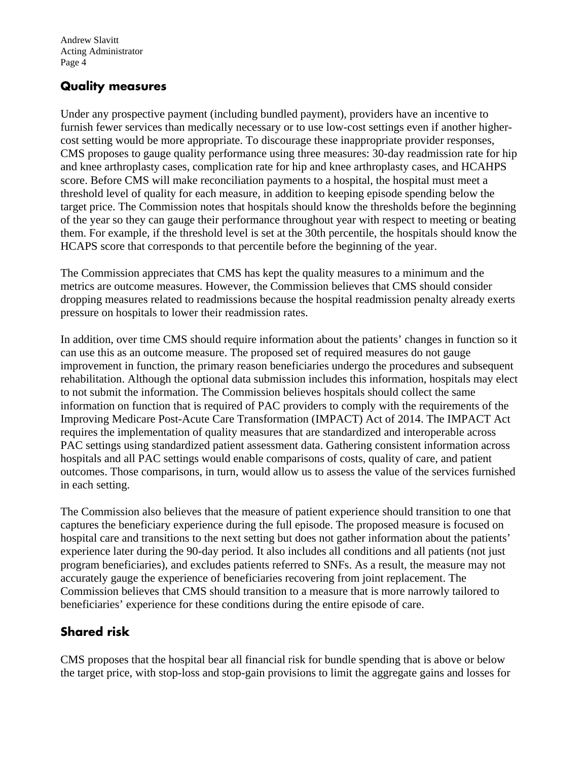## Quality measures

Under any prospective payment (including bundled payment), providers have an incentive to furnish fewer services than medically necessary or to use low-cost settings even if another higher-cost setting would be more appropriate. To discourage these inappropriate provider responses, CMS proposes to gauge quality performance using three measures: 30-day readmission rate for hip and knee arthroplasty cases, complication rate for hip and knee arthroplasty cases, and HCAHPS score. Before CMS will make reconciliation payments to a hospital, the hospital must meet a threshold level of quality for each measure, in addition to keeping episode spending below the target price. The Commission notes that hospitals should know the thresholds before the beginning of the year so they can gauge their performance throughout year with respect to meeting or beating them. For example, if the threshold level is set at the 30th percentile, the hospitals should know the HCAPS score that corresponds to that percentile before the beginning of the year.

The Commission appreciates that CMS has kept the quality measures to a minimum and the metrics are outcome measures. However, the Commission believes that CMS should consider dropping measures related to readmissions because the hospital readmission penalty already exerts pressure on hospitals to lower their readmission rates.

In addition, over time CMS should require information about the patients' changes in function so it can use this as an outcome measure. The proposed set of required measures do not gauge improvement in function, the primary reason beneficiaries undergo the procedures and subsequent rehabilitation. Although the optional data submission includes this information, hospitals may elect to not submit the information. The Commission believes hospitals should collect the same information on function that is required of PAC providers to comply with the requirements of the Improving Medicare Post-Acute Care Transformation (IMPACT) Act of 2014. The IMPACT Act requires the implementation of quality measures that are standardized and interoperable across PAC settings using standardized patient assessment data. Gathering consistent information across hospitals and all PAC settings would enable comparisons of costs, quality of care, and patient outcomes. Those comparisons, in turn, would allow us to assess the value of the services furnished in each setting.

The Commission also believes that the measure of patient experience should transition to one that captures the beneficiary experience during the full episode. The proposed measure is focused on hospital care and transitions to the next setting but does not gather information about the patients' experience later during the 90-day period. It also includes all conditions and all patients (not just program beneficiaries), and excludes patients referred to SNFs. As a result, the measure may not accurately gauge the experience of beneficiaries recovering from joint replacement. The Commission believes that CMS should transition to a measure that is more narrowly tailored to beneficiaries' experience for these conditions during the entire episode of care.

## Shared risk

CMS proposes that the hospital bear all financial risk for bundle spending that is above or below the target price, with stop-loss and stop-gain provisions to limit the aggregate gains and losses for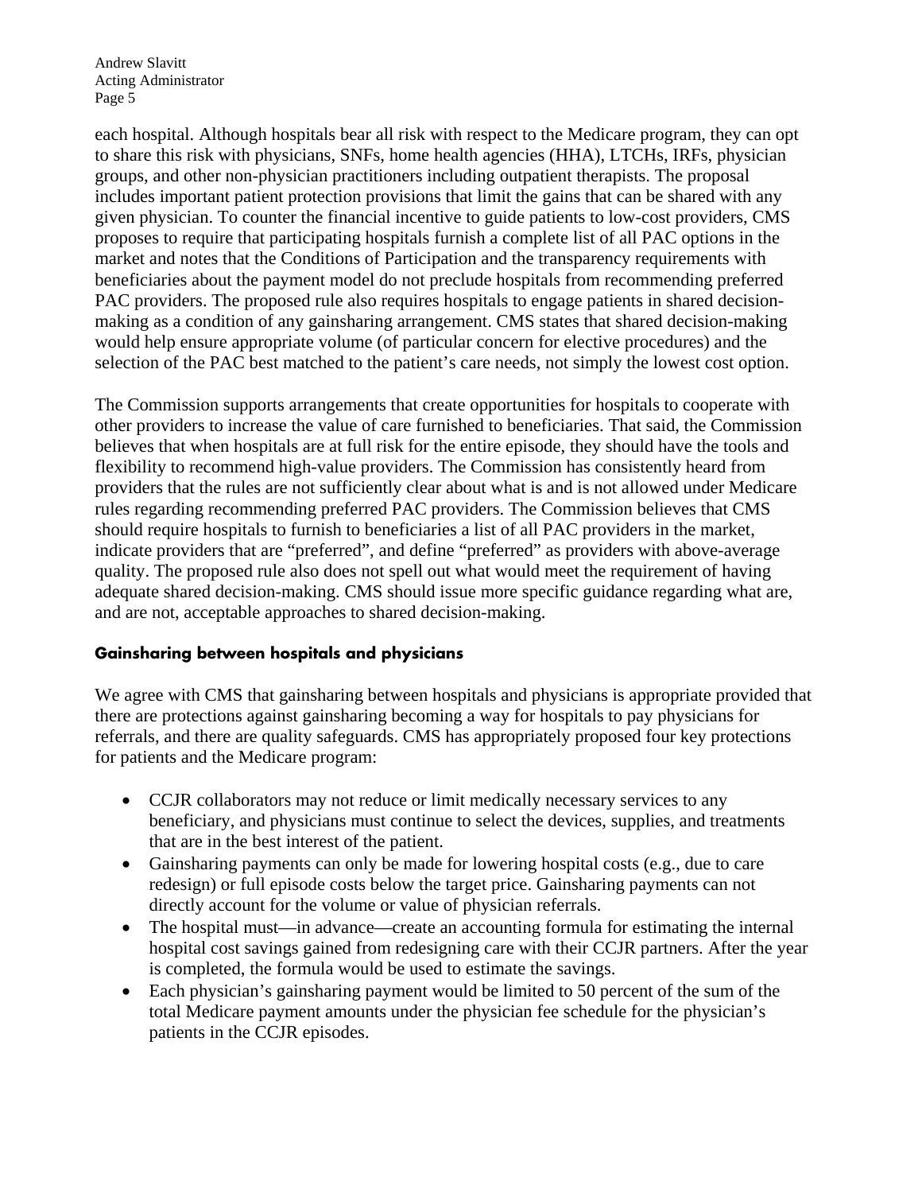each hospital. Although hospitals bear all risk with respect to the Medicare program, they can opt to share this risk with physicians, SNFs, home health agencies (HHA), LTCHs, IRFs, physician groups, and other non-physician practitioners including outpatient therapists. The proposal includes important patient protection provisions that limit the gains that can be shared with any given physician. To counter the financial incentive to guide patients to low-cost providers, CMS proposes to require that participating hospitals furnish a complete list of all PAC options in the market and notes that the Conditions of Participation and the transparency requirements with beneficiaries about the payment model do not preclude hospitals from recommending preferred PAC providers. The proposed rule also requires hospitals to engage patients in shared decision-making as a condition of any gainsharing arrangement. CMS states that shared decision-making would help ensure appropriate volume (of particular concern for elective procedures) and the selection of the PAC best matched to the patient's care needs, not simply the lowest cost option.

The Commission supports arrangements that create opportunities for hospitals to cooperate with other providers to increase the value of care furnished to beneficiaries. That said, the Commission believes that when hospitals are at full risk for the entire episode, they should have the tools and flexibility to recommend high-value providers. The Commission has consistently heard from providers that the rules are not sufficiently clear about what is and is not allowed under Medicare rules regarding recommending preferred PAC providers. The Commission believes that CMS should require hospitals to furnish to beneficiaries a list of all PAC providers in the market, indicate providers that are "preferred", and define "preferred" as providers with above-average quality. The proposed rule also does not spell out what would meet the requirement of having adequate shared decision-making. CMS should issue more specific guidance regarding what are, and are not, acceptable approaches to shared decision-making.

### Gainsharing between hospitals and physicians

We agree with CMS that gainsharing between hospitals and physicians is appropriate provided that there are protections against gainsharing becoming a way for hospitals to pay physicians for referrals, and there are quality safeguards. CMS has appropriately proposed four key protections for patients and the Medicare program:

- CCJR collaborators may not reduce or limit medically necessary services to any beneficiary, and physicians must continue to select the devices, supplies, and treatments that are in the best interest of the patient.
- Gainsharing payments can only be made for lowering hospital costs (e.g., due to care redesign) or full episode costs below the target price. Gainsharing payments can not directly account for the volume or value of physician referrals.
- The hospital must—in advance—create an accounting formula for estimating the internal hospital cost savings gained from redesigning care with their CCJR partners. After the year is completed, the formula would be used to estimate the savings.
- Each physician's gainsharing payment would be limited to 50 percent of the sum of the total Medicare payment amounts under the physician fee schedule for the physician's patients in the CCJR episodes.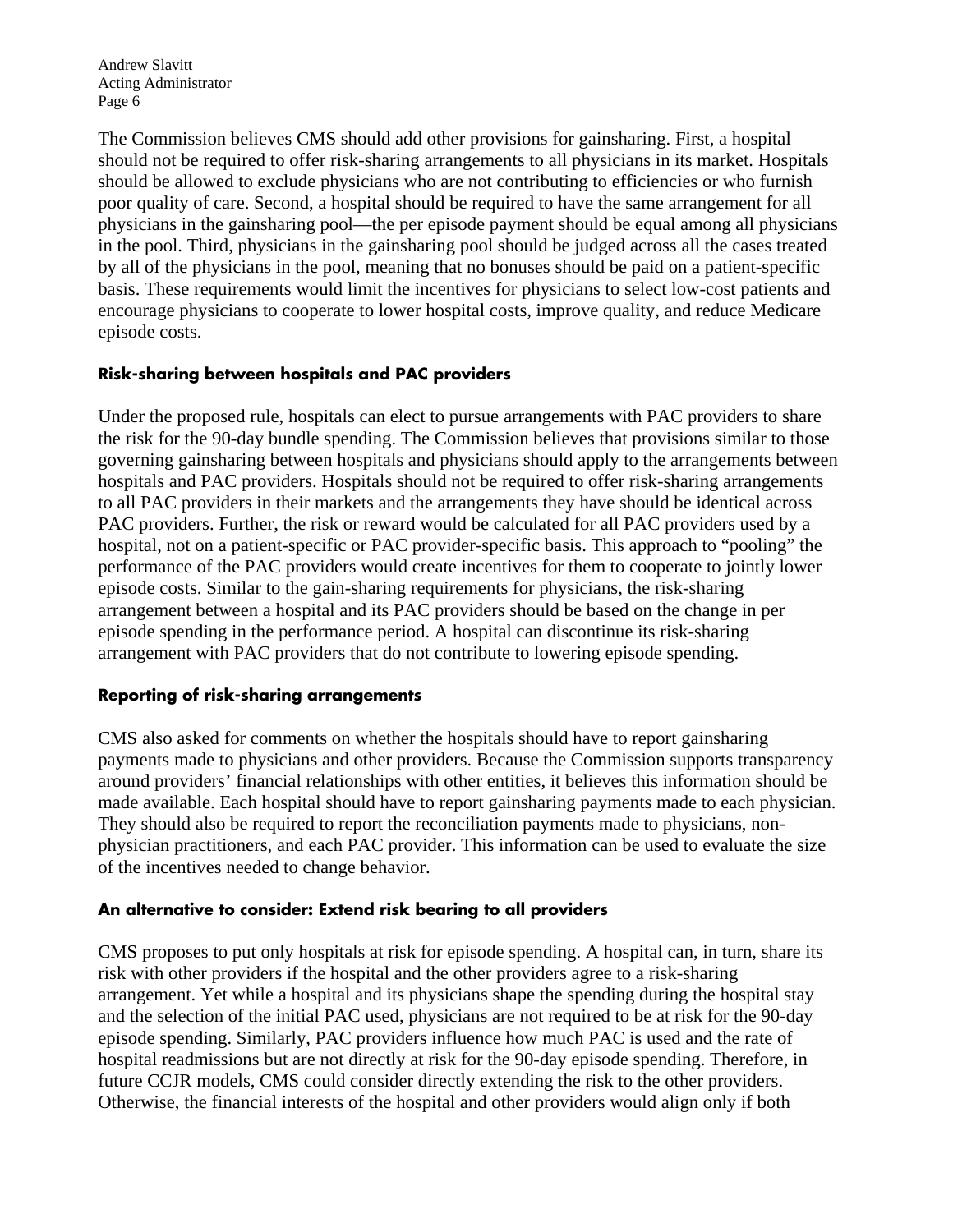The Commission believes CMS should add other provisions for gainsharing. First, a hospital should not be required to offer risk-sharing arrangements to all physicians in its market. Hospitals should be allowed to exclude physicians who are not contributing to efficiencies or who furnish poor quality of care. Second, a hospital should be required to have the same arrangement for all physicians in the gainsharing pool—the per episode payment should be equal among all physicians in the pool. Third, physicians in the gainsharing pool should be judged across all the cases treated by all of the physicians in the pool, meaning that no bonuses should be paid on a patient-specific basis. These requirements would limit the incentives for physicians to select low-cost patients and encourage physicians to cooperate to lower hospital costs, improve quality, and reduce Medicare episode costs.

### Risk-sharing between hospitals and PAC providers

Under the proposed rule, hospitals can elect to pursue arrangements with PAC providers to share the risk for the 90-day bundle spending. The Commission believes that provisions similar to those governing gainsharing between hospitals and physicians should apply to the arrangements between hospitals and PAC providers. Hospitals should not be required to offer risk-sharing arrangements to all PAC providers in their markets and the arrangements they have should be identical across PAC providers. Further, the risk or reward would be calculated for all PAC providers used by a hospital, not on a patient-specific or PAC provider-specific basis. This approach to "pooling" the performance of the PAC providers would create incentives for them to cooperate to jointly lower episode costs. Similar to the gain-sharing requirements for physicians, the risk-sharing arrangement between a hospital and its PAC providers should be based on the change in per episode spending in the performance period. A hospital can discontinue its risk-sharing arrangement with PAC providers that do not contribute to lowering episode spending.

### Reporting of risk-sharing arrangements

CMS also asked for comments on whether the hospitals should have to report gainsharing payments made to physicians and other providers. Because the Commission supports transparency around providers' financial relationships with other entities, it believes this information should be made available. Each hospital should have to report gainsharing payments made to each physician. They should also be required to report the reconciliation payments made to physicians, non-physician practitioners, and each PAC provider. This information can be used to evaluate the size of the incentives needed to change behavior.

### An alternative to consider: Extend risk bearing to all providers

CMS proposes to put only hospitals at risk for episode spending. A hospital can, in turn, share its risk with other providers if the hospital and the other providers agree to a risk-sharing arrangement. Yet while a hospital and its physicians shape the spending during the hospital stay and the selection of the initial PAC used, physicians are not required to be at risk for the 90-day episode spending. Similarly, PAC providers influence how much PAC is used and the rate of hospital readmissions but are not directly at risk for the 90-day episode spending. Therefore, in future CCJR models, CMS could consider directly extending the risk to the other providers. Otherwise, the financial interests of the hospital and other providers would align only if both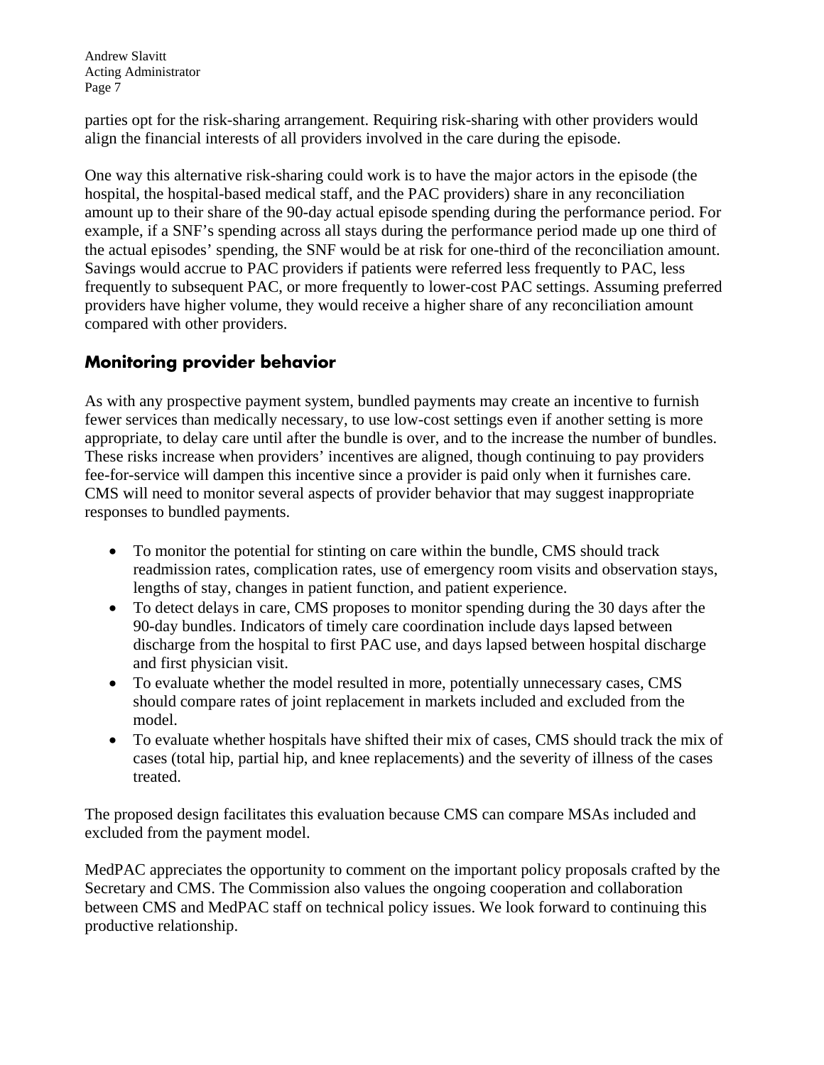parties opt for the risk-sharing arrangement. Requiring risk-sharing with other providers would align the financial interests of all providers involved in the care during the episode.

One way this alternative risk-sharing could work is to have the major actors in the episode (the hospital, the hospital-based medical staff, and the PAC providers) share in any reconciliation amount up to their share of the 90-day actual episode spending during the performance period. For example, if a SNF's spending across all stays during the performance period made up one third of the actual episodes' spending, the SNF would be at risk for one-third of the reconciliation amount. Savings would accrue to PAC providers if patients were referred less frequently to PAC, less frequently to subsequent PAC, or more frequently to lower-cost PAC settings. Assuming preferred providers have higher volume, they would receive a higher share of any reconciliation amount compared with other providers.

## Monitoring provider behavior

As with any prospective payment system, bundled payments may create an incentive to furnish fewer services than medically necessary, to use low-cost settings even if another setting is more appropriate, to delay care until after the bundle is over, and to the increase the number of bundles. These risks increase when providers' incentives are aligned, though continuing to pay providers fee-for-service will dampen this incentive since a provider is paid only when it furnishes care. CMS will need to monitor several aspects of provider behavior that may suggest inappropriate responses to bundled payments.

- To monitor the potential for stinting on care within the bundle, CMS should track readmission rates, complication rates, use of emergency room visits and observation stays, lengths of stay, changes in patient function, and patient experience.
- To detect delays in care, CMS proposes to monitor spending during the 30 days after the 90-day bundles. Indicators of timely care coordination include days lapsed between discharge from the hospital to first PAC use, and days lapsed between hospital discharge and first physician visit.
- To evaluate whether the model resulted in more, potentially unnecessary cases, CMS should compare rates of joint replacement in markets included and excluded from the model.
- To evaluate whether hospitals have shifted their mix of cases, CMS should track the mix of cases (total hip, partial hip, and knee replacements) and the severity of illness of the cases treated.

The proposed design facilitates this evaluation because CMS can compare MSAs included and excluded from the payment model.

MedPAC appreciates the opportunity to comment on the important policy proposals crafted by the Secretary and CMS. The Commission also values the ongoing cooperation and collaboration between CMS and MedPAC staff on technical policy issues. We look forward to continuing this productive relationship.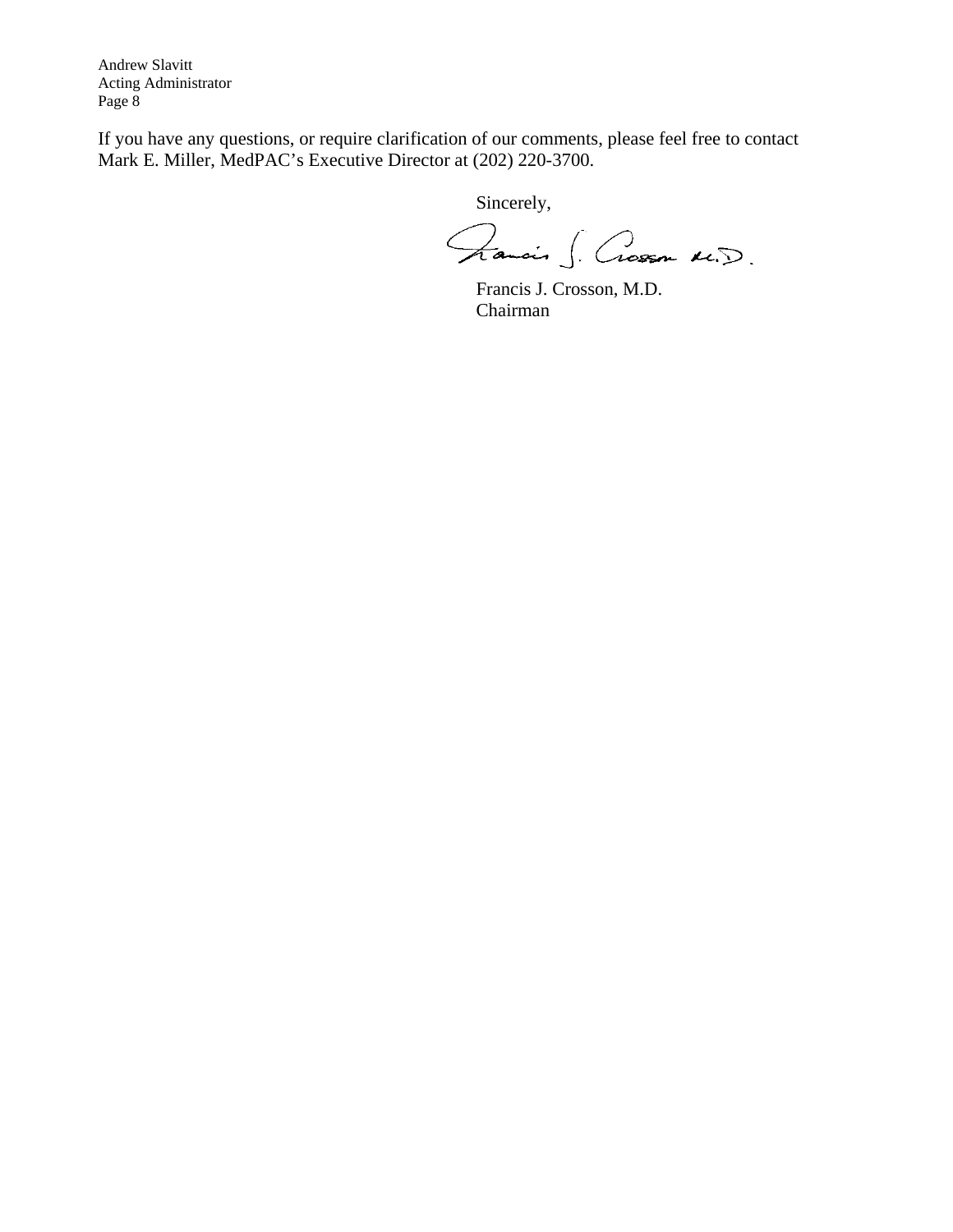If you have any questions, or require clarification of our comments, please feel free to contact Mark E. Miller, MedPAC's Executive Director at (202) 220-3700.

Sincerely,

Francis J. Crosson, M.D.
Chairman